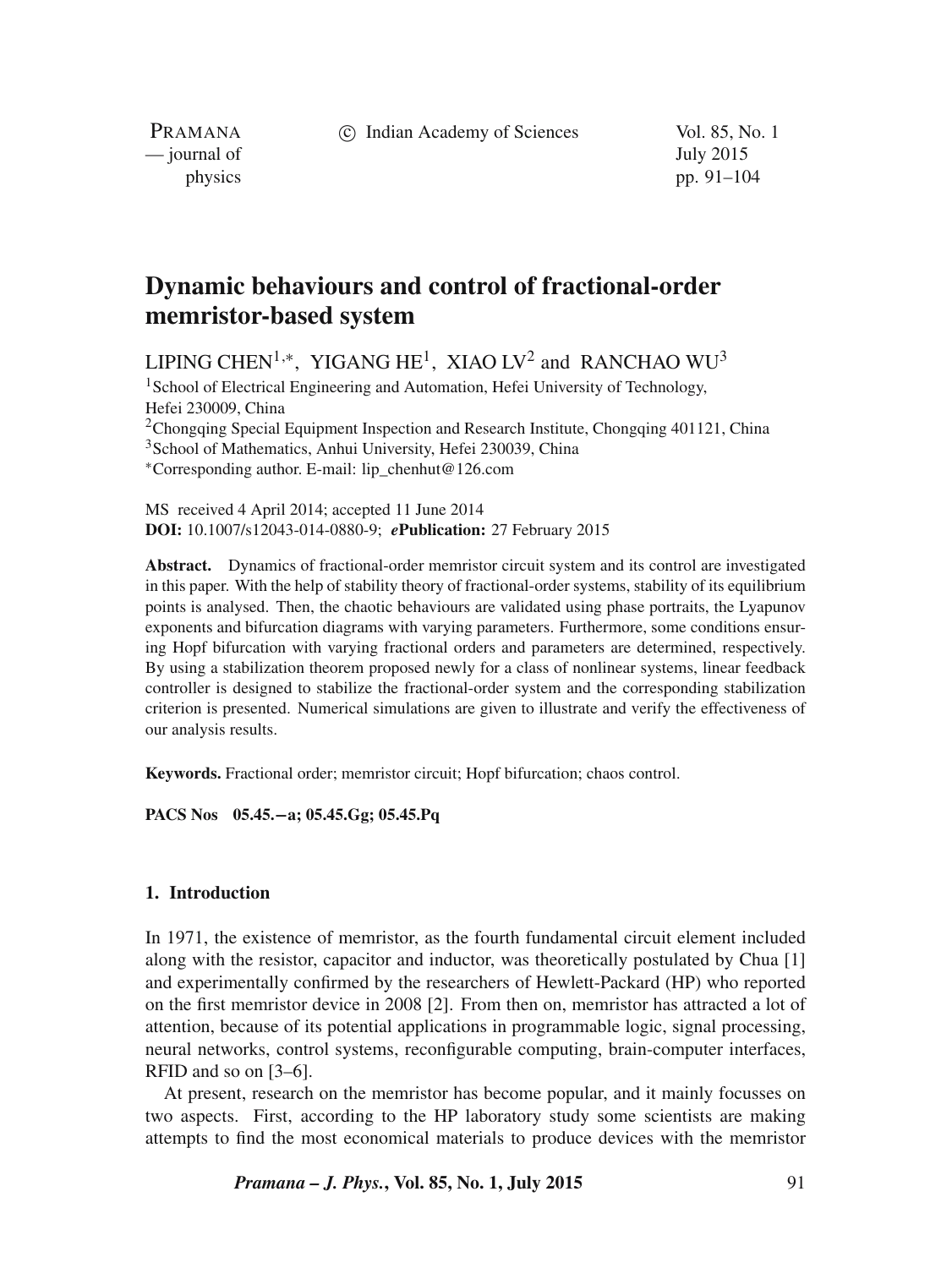# Dynamic behaviours and control of fractional-order memristor-based system

LIPING CHEN[1,*], YIGANG HE[1], XIAO LV[2] and RANCHAO WU[3]

[1]School of Electrical Engineering and Automation, Hefei University of Technology, Hefei 230009, China
[2]Chongqing Special Equipment Inspection and Research Institute, Chongqing 401121, China
[3]School of Mathematics, Anhui University, Hefei 230039, China
[*]Corresponding author. E-mail: lip_chenhut@126.com

MS received 4 April 2014; accepted 11 June 2014
**DOI:** 10.1007/s12043-014-0880-9; ***e*Publication:** 27 February 2015

**Abstract.** Dynamics of fractional-order memristor circuit system and its control are investigated in this paper. With the help of stability theory of fractional-order systems, stability of its equilibrium points is analysed. Then, the chaotic behaviours are validated using phase portraits, the Lyapunov exponents and bifurcation diagrams with varying parameters. Furthermore, some conditions ensuring Hopf bifurcation with varying fractional orders and parameters are determined, respectively. By using a stabilization theorem proposed newly for a class of nonlinear systems, linear feedback controller is designed to stabilize the fractional-order system and the corresponding stabilization criterion is presented. Numerical simulations are given to illustrate and verify the effectiveness of our analysis results.

**Keywords.** Fractional order; memristor circuit; Hopf bifurcation; chaos control.

**PACS Nos** 05.45.−a; 05.45.Gg; 05.45.Pq

## 1. Introduction

In 1971, the existence of memristor, as the fourth fundamental circuit element included along with the resistor, capacitor and inductor, was theoretically postulated by Chua [1] and experimentally confirmed by the researchers of Hewlett-Packard (HP) who reported on the first memristor device in 2008 [2]. From then on, memristor has attracted a lot of attention, because of its potential applications in programmable logic, signal processing, neural networks, control systems, reconfigurable computing, brain-computer interfaces, RFID and so on [3–6].

At present, research on the memristor has become popular, and it mainly focusses on two aspects. First, according to the HP laboratory study some scientists are making attempts to find the most economical materials to produce devices with the memristor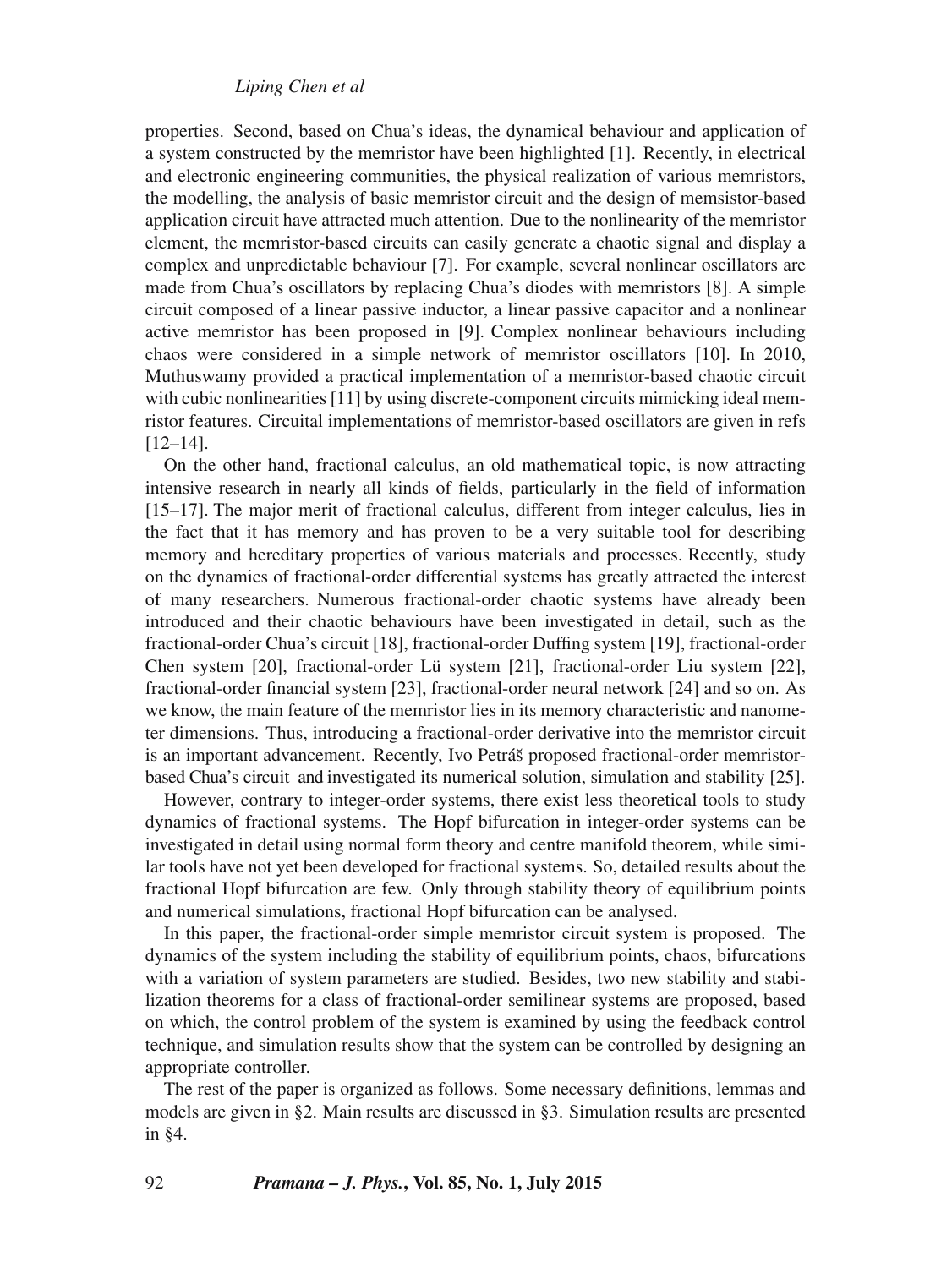properties. Second, based on Chua's ideas, the dynamical behaviour and application of a system constructed by the memristor have been highlighted [1]. Recently, in electrical and electronic engineering communities, the physical realization of various memristors, the modelling, the analysis of basic memristor circuit and the design of memsistor-based application circuit have attracted much attention. Due to the nonlinearity of the memristor element, the memristor-based circuits can easily generate a chaotic signal and display a complex and unpredictable behaviour [7]. For example, several nonlinear oscillators are made from Chua's oscillators by replacing Chua's diodes with memristors [8]. A simple circuit composed of a linear passive inductor, a linear passive capacitor and a nonlinear active memristor has been proposed in [9]. Complex nonlinear behaviours including chaos were considered in a simple network of memristor oscillators [10]. In 2010, Muthuswamy provided a practical implementation of a memristor-based chaotic circuit with cubic nonlinearities [11] by using discrete-component circuits mimicking ideal memristor features. Circuital implementations of memristor-based oscillators are given in refs [12–14].

On the other hand, fractional calculus, an old mathematical topic, is now attracting intensive research in nearly all kinds of fields, particularly in the field of information [15–17]. The major merit of fractional calculus, different from integer calculus, lies in the fact that it has memory and has proven to be a very suitable tool for describing memory and hereditary properties of various materials and processes. Recently, study on the dynamics of fractional-order differential systems has greatly attracted the interest of many researchers. Numerous fractional-order chaotic systems have already been introduced and their chaotic behaviours have been investigated in detail, such as the fractional-order Chua's circuit [18], fractional-order Duffing system [19], fractional-order Chen system [20], fractional-order Lü system [21], fractional-order Liu system [22], fractional-order financial system [23], fractional-order neural network [24] and so on. As we know, the main feature of the memristor lies in its memory characteristic and nanometer dimensions. Thus, introducing a fractional-order derivative into the memristor circuit is an important advancement. Recently, Ivo Petráš proposed fractional-order memristor-based Chua's circuit and investigated its numerical solution, simulation and stability [25].

However, contrary to integer-order systems, there exist less theoretical tools to study dynamics of fractional systems. The Hopf bifurcation in integer-order systems can be investigated in detail using normal form theory and centre manifold theorem, while similar tools have not yet been developed for fractional systems. So, detailed results about the fractional Hopf bifurcation are few. Only through stability theory of equilibrium points and numerical simulations, fractional Hopf bifurcation can be analysed.

In this paper, the fractional-order simple memristor circuit system is proposed. The dynamics of the system including the stability of equilibrium points, chaos, bifurcations with a variation of system parameters are studied. Besides, two new stability and stabilization theorems for a class of fractional-order semilinear systems are proposed, based on which, the control problem of the system is examined by using the feedback control technique, and simulation results show that the system can be controlled by designing an appropriate controller.

The rest of the paper is organized as follows. Some necessary definitions, lemmas and models are given in §2. Main results are discussed in §3. Simulation results are presented in §4.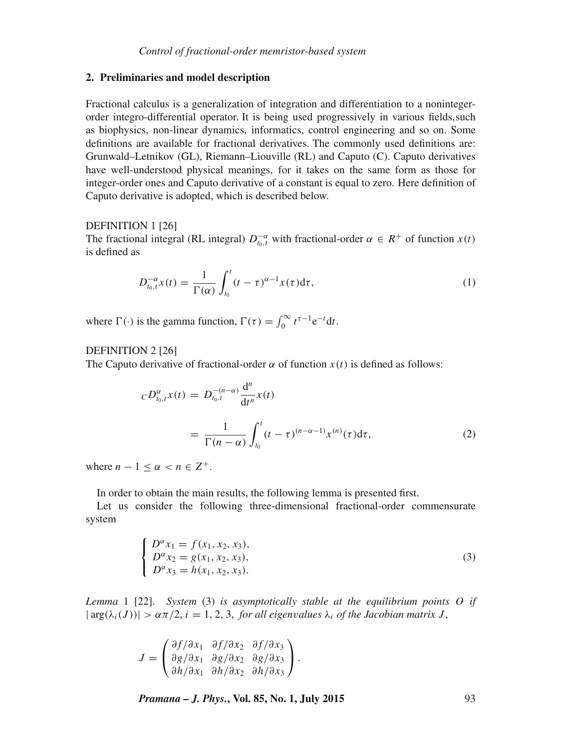## 2. Preliminaries and model description

Fractional calculus is a generalization of integration and differentiation to a noninteger-order integro-differential operator. It is being used progressively in various fields,such as biophysics, non-linear dynamics, informatics, control engineering and so on. Some definitions are available for fractional derivatives. The commonly used definitions are: Grunwald–Letnikov (GL), Riemann–Liouville (RL) and Caputo (C). Caputo derivatives have well-understood physical meanings, for it takes on the same form as those for integer-order ones and Caputo derivative of a constant is equal to zero. Here definition of Caputo derivative is adopted, which is described below.

DEFINITION 1 [26]

The fractional integral (RL integral) $D_{t_0,t}^{-\alpha}$ with fractional-order $\alpha \in R^+$ of function $x(t)$ is defined as

$$D_{t_0,t}^{-\alpha} x(t) = \frac{1}{\Gamma(\alpha)} \int_{t_0}^{t} (t-\tau)^{\alpha-1} x(\tau) \mathrm{d}\tau, \tag{1}$$

where $\Gamma(\cdot)$ is the gamma function, $\Gamma(\tau) = \int_0^\infty t^{\tau-1} \mathrm{e}^{-t} \mathrm{d}t$.

DEFINITION 2 [26]

The Caputo derivative of fractional-order $\alpha$ of function $x(t)$ is defined as follows:

$$\begin{aligned} {}_C D_{t_0,t}^{\alpha} x(t) &= D_{t_0,t}^{-(n-\alpha)} \frac{\mathrm{d}^n}{\mathrm{d}t^n} x(t) \\ &= \frac{1}{\Gamma(n-\alpha)} \int_{t_0}^{t} (t-\tau)^{(n-\alpha-1)} x^{(n)}(\tau) \mathrm{d}\tau, \end{aligned} \tag{2}$$

where $n - 1 \leq \alpha < n \in Z^+$.

In order to obtain the main results, the following lemma is presented first.

Let us consider the following three-dimensional fractional-order commensurate system

$$\begin{cases} D^\alpha x_1 = f(x_1, x_2, x_3), \\ D^\alpha x_2 = g(x_1, x_2, x_3), \\ D^\alpha x_3 = h(x_1, x_2, x_3). \end{cases} \tag{3}$$

*Lemma* 1 [22]. *System* (3) *is asymptotically stable at the equilibrium points O if* $|\arg(\lambda_i(J))| > \alpha\pi/2, i = 1, 2, 3,$ *for all eigenvalues* $\lambda_i$ *of the Jacobian matrix* $J$,

$$J = \begin{pmatrix} \partial f/\partial x_1 & \partial f/\partial x_2 & \partial f/\partial x_3 \\ \partial g/\partial x_1 & \partial g/\partial x_2 & \partial g/\partial x_3 \\ \partial h/\partial x_1 & \partial h/\partial x_2 & \partial h/\partial x_3 \end{pmatrix}.$$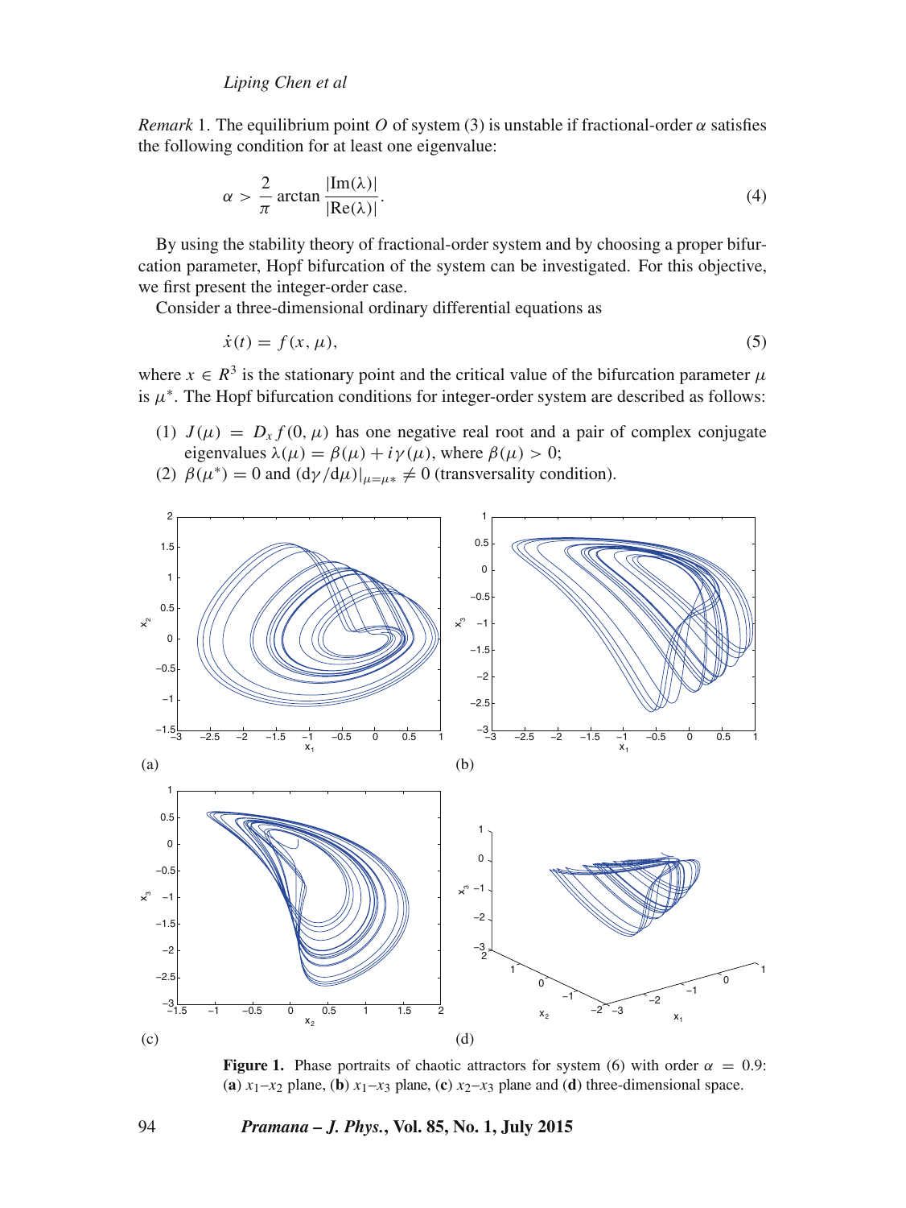*Remark* 1. The equilibrium point $O$ of system (3) is unstable if fractional-order $\alpha$ satisfies the following condition for at least one eigenvalue:

$$\alpha > \frac{2}{\pi} \arctan \frac{|\mathrm{Im}(\lambda)|}{|\mathrm{Re}(\lambda)|}. \tag{4}$$

By using the stability theory of fractional-order system and by choosing a proper bifurcation parameter, Hopf bifurcation of the system can be investigated. For this objective, we first present the integer-order case.

Consider a three-dimensional ordinary differential equations as

$$\dot{x}(t) = f(x, \mu), \tag{5}$$

where $x \in R^3$ is the stationary point and the critical value of the bifurcation parameter $\mu$ is $\mu^*$. The Hopf bifurcation conditions for integer-order system are described as follows:

(1) $J(\mu) = D_x f(0, \mu)$ has one negative real root and a pair of complex conjugate eigenvalues $\lambda(\mu) = \beta(\mu) + i\gamma(\mu)$, where $\beta(\mu) > 0$;
(2) $\beta(\mu^*) = 0$ and $(\mathrm{d}\gamma/\mathrm{d}\mu)|_{\mu=\mu*} \neq 0$ (transversality condition).

**Figure 1.** Phase portraits of chaotic attractors for system (6) with order $\alpha = 0.9$: (**a**) $x_1$–$x_2$ plane, (**b**) $x_1$–$x_3$ plane, (**c**) $x_2$–$x_3$ plane and (**d**) three-dimensional space.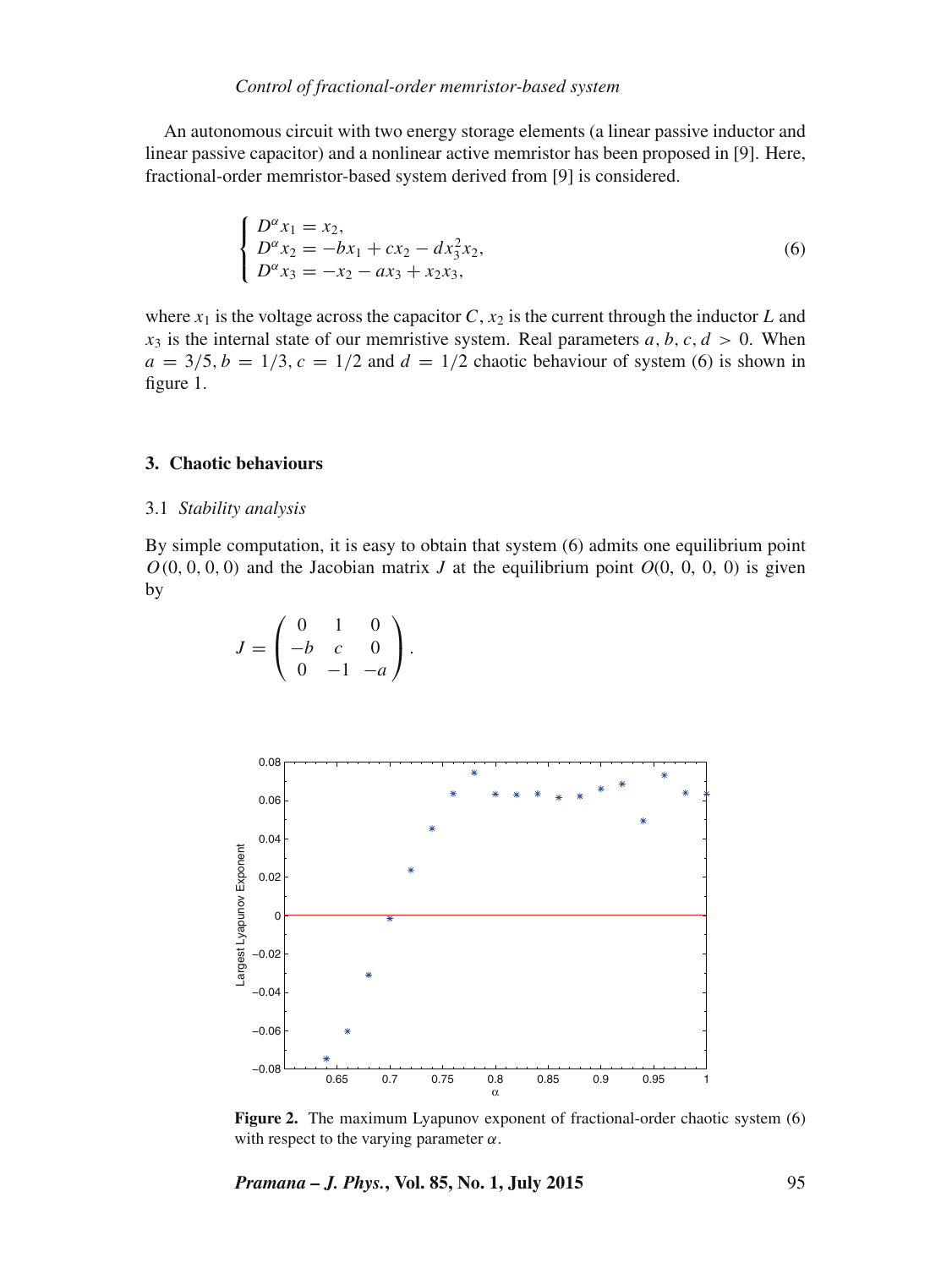An autonomous circuit with two energy storage elements (a linear passive inductor and linear passive capacitor) and a nonlinear active memristor has been proposed in [9]. Here, fractional-order memristor-based system derived from [9] is considered.

$$\begin{cases} D^{\alpha} x_1 = x_2, \\ D^{\alpha} x_2 = -bx_1 + cx_2 - dx_3^2 x_2, \\ D^{\alpha} x_3 = -x_2 - ax_3 + x_2 x_3, \end{cases} \tag{6}$$

where $x_1$ is the voltage across the capacitor $C$, $x_2$ is the current through the inductor $L$ and $x_3$ is the internal state of our memristive system. Real parameters $a, b, c, d > 0$. When $a = 3/5, b = 1/3, c = 1/2$ and $d = 1/2$ chaotic behaviour of system (6) is shown in figure 1.

## 3. Chaotic behaviours

### 3.1 *Stability analysis*

By simple computation, it is easy to obtain that system (6) admits one equilibrium point $O(0, 0, 0, 0)$ and the Jacobian matrix $J$ at the equilibrium point $O(0, 0, 0, 0)$ is given by

$$J = \begin{pmatrix} 0 & 1 & 0 \\ -b & c & 0 \\ 0 & -1 & -a \end{pmatrix}.$$

**Figure 2.** The maximum Lyapunov exponent of fractional-order chaotic system (6) with respect to the varying parameter $\alpha$.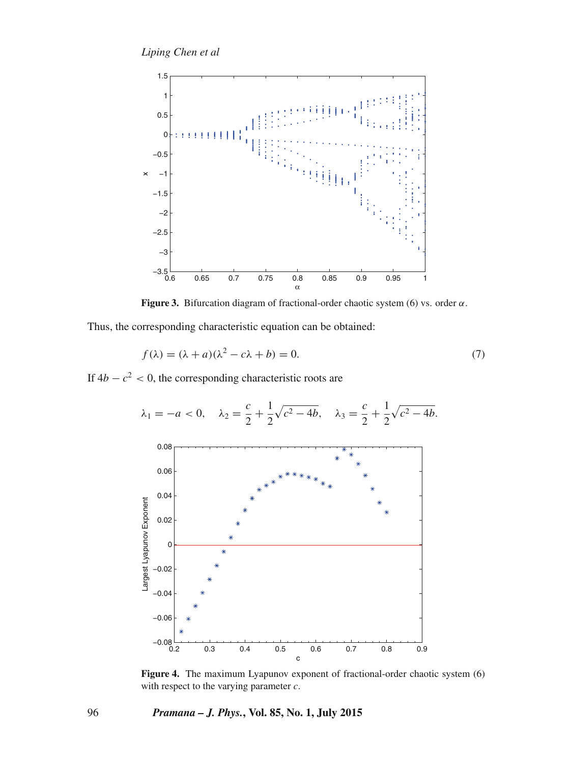Figure 3. Bifurcation diagram of fractional-order chaotic system (6) vs. order $\alpha$.

Thus, the corresponding characteristic equation can be obtained:

$$f(\lambda) = (\lambda + a)(\lambda^2 - c\lambda + b) = 0. \tag{7}$$

If $4b - c^2 < 0$, the corresponding characteristic roots are

$$\lambda_1 = -a < 0, \quad \lambda_2 = \frac{c}{2} + \frac{1}{2}\sqrt{c^2 - 4b}, \quad \lambda_3 = \frac{c}{2} + \frac{1}{2}\sqrt{c^2 - 4b}.$$

Figure 4. The maximum Lyapunov exponent of fractional-order chaotic system (6) with respect to the varying parameter $c$.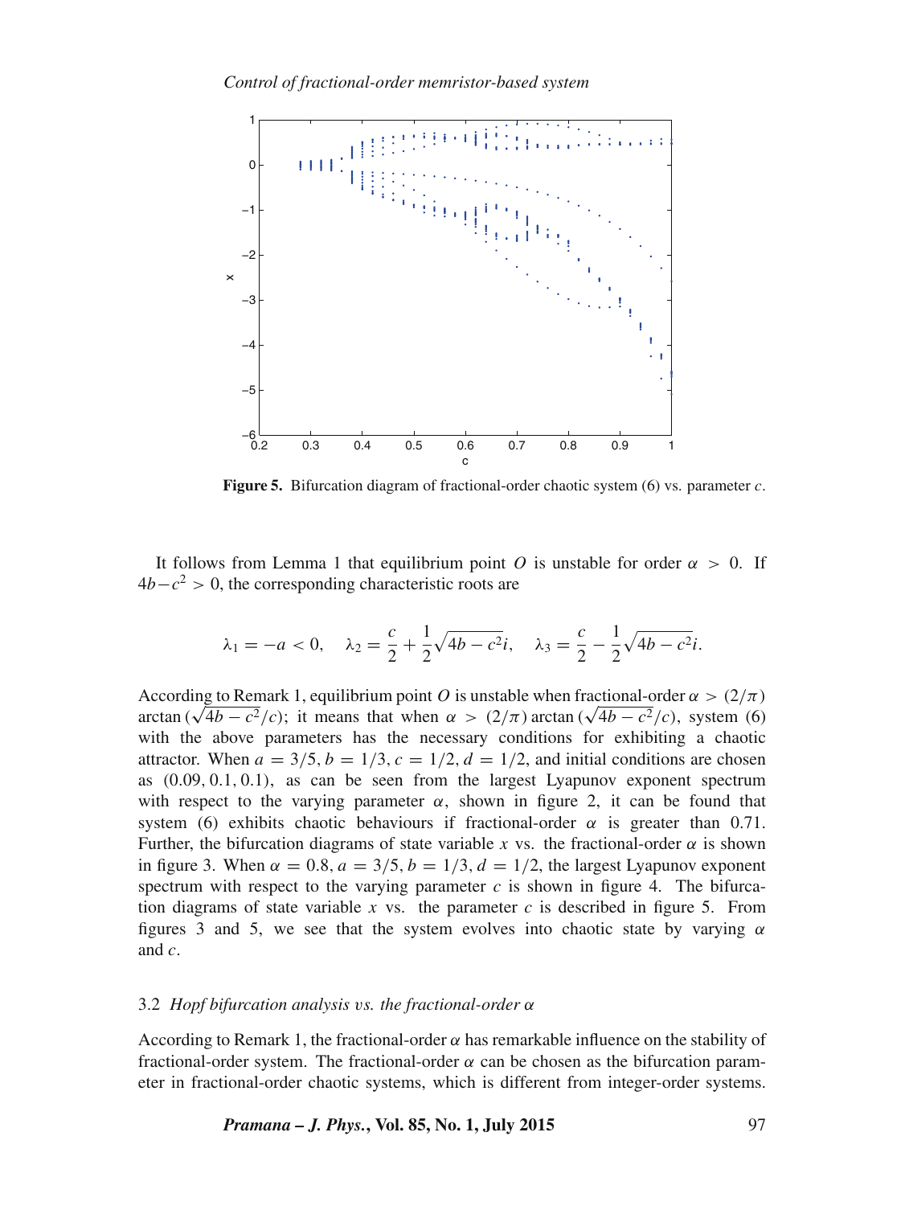**Figure 5.** Bifurcation diagram of fractional-order chaotic system (6) vs. parameter $c$.

It follows from Lemma 1 that equilibrium point $O$ is unstable for order $\alpha > 0$. If $4b - c^2 > 0$, the corresponding characteristic roots are

$$\lambda_1 = -a < 0, \quad \lambda_2 = \frac{c}{2} + \frac{1}{2}\sqrt{4b - c^2}i, \quad \lambda_3 = \frac{c}{2} - \frac{1}{2}\sqrt{4b - c^2}i.$$

According to Remark 1, equilibrium point $O$ is unstable when fractional-order $\alpha > (2/\pi) \arctan(\sqrt{4b - c^2}/c)$; it means that when $\alpha > (2/\pi) \arctan(\sqrt{4b - c^2}/c)$, system (6) with the above parameters has the necessary conditions for exhibiting a chaotic attractor. When $a = 3/5, b = 1/3, c = 1/2, d = 1/2$, and initial conditions are chosen as $(0.09, 0.1, 0.1)$, as can be seen from the largest Lyapunov exponent spectrum with respect to the varying parameter $\alpha$, shown in figure 2, it can be found that system (6) exhibits chaotic behaviours if fractional-order $\alpha$ is greater than 0.71. Further, the bifurcation diagrams of state variable $x$ vs. the fractional-order $\alpha$ is shown in figure 3. When $\alpha = 0.8, a = 3/5, b = 1/3, d = 1/2$, the largest Lyapunov exponent spectrum with respect to the varying parameter $c$ is shown in figure 4. The bifurcation diagrams of state variable $x$ vs. the parameter $c$ is described in figure 5. From figures 3 and 5, we see that the system evolves into chaotic state by varying $\alpha$ and $c$.

### 3.2 *Hopf bifurcation analysis vs. the fractional-order $\alpha$*

According to Remark 1, the fractional-order $\alpha$ has remarkable influence on the stability of fractional-order system. The fractional-order $\alpha$ can be chosen as the bifurcation parameter in fractional-order chaotic systems, which is different from integer-order systems.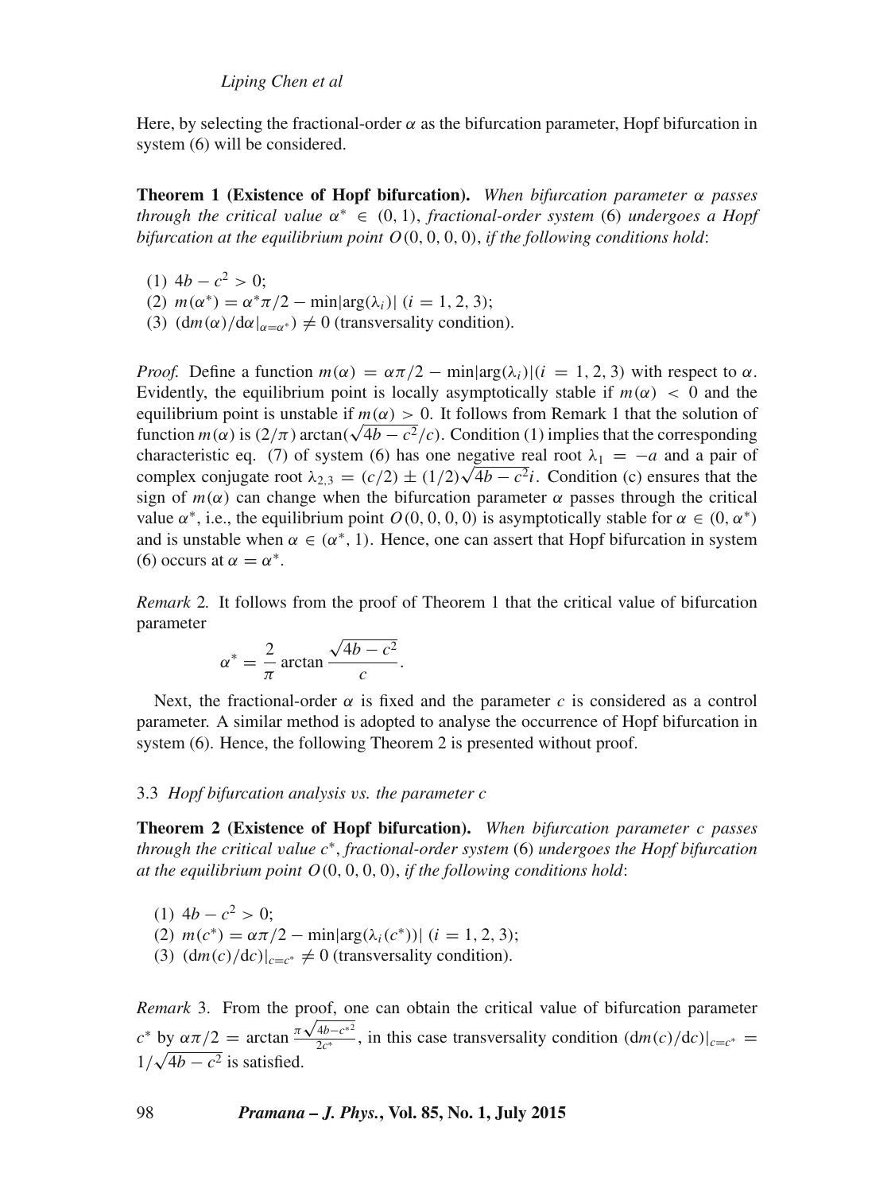Here, by selecting the fractional-order $\alpha$ as the bifurcation parameter, Hopf bifurcation in system (6) will be considered.

**Theorem 1 (Existence of Hopf bifurcation).** *When bifurcation parameter $\alpha$ passes through the critical value $\alpha^* \in (0, 1)$, fractional-order system* (6) *undergoes a Hopf bifurcation at the equilibrium point $O(0, 0, 0, 0)$, if the following conditions hold*:

(1) $4b - c^2 > 0$;
(2) $m(\alpha^*) = \alpha^* \pi/2 - \min|\arg(\lambda_i)|$ $(i = 1, 2, 3)$;
(3) $(\mathrm{d}m(\alpha)/\mathrm{d}\alpha|_{\alpha=\alpha^*}) \neq 0$ (transversality condition).

*Proof.* Define a function $m(\alpha) = \alpha\pi/2 - \min|\arg(\lambda_i)|$ $(i = 1, 2, 3)$ with respect to $\alpha$. Evidently, the equilibrium point is locally asymptotically stable if $m(\alpha) < 0$ and the equilibrium point is unstable if $m(\alpha) > 0$. It follows from Remark 1 that the solution of function $m(\alpha)$ is $(2/\pi)\arctan(\sqrt{4b - c^2}/c)$. Condition (1) implies that the corresponding characteristic eq. (7) of system (6) has one negative real root $\lambda_1 = -a$ and a pair of complex conjugate root $\lambda_{2,3} = (c/2) \pm (1/2)\sqrt{4b - c^2}i$. Condition (c) ensures that the sign of $m(\alpha)$ can change when the bifurcation parameter $\alpha$ passes through the critical value $\alpha^*$, i.e., the equilibrium point $O(0, 0, 0, 0)$ is asymptotically stable for $\alpha \in (0, \alpha^*)$ and is unstable when $\alpha \in (\alpha^*, 1)$. Hence, one can assert that Hopf bifurcation in system (6) occurs at $\alpha = \alpha^*$.

*Remark* 2. It follows from the proof of Theorem 1 that the critical value of bifurcation parameter

$$\alpha^* = \frac{2}{\pi} \arctan \frac{\sqrt{4b - c^2}}{c}.$$

Next, the fractional-order $\alpha$ is fixed and the parameter $c$ is considered as a control parameter. A similar method is adopted to analyse the occurrence of Hopf bifurcation in system (6). Hence, the following Theorem 2 is presented without proof.

### 3.3 *Hopf bifurcation analysis vs. the parameter c*

**Theorem 2 (Existence of Hopf bifurcation).** *When bifurcation parameter $c$ passes through the critical value $c^*$, fractional-order system* (6) *undergoes the Hopf bifurcation at the equilibrium point $O(0, 0, 0, 0)$, if the following conditions hold*:

(1) $4b - c^2 > 0$;
(2) $m(c^*) = \alpha\pi/2 - \min|\arg(\lambda_i(c^*))|$ $(i = 1, 2, 3)$;
(3) $(\mathrm{d}m(c)/\mathrm{d}c)|_{c=c^*} \neq 0$ (transversality condition).

*Remark* 3. From the proof, one can obtain the critical value of bifurcation parameter $c^*$ by $\alpha\pi/2 = \arctan \frac{\pi\sqrt{4b - c^{*2}}}{2c^*}$, in this case transversality condition $(\mathrm{d}m(c)/\mathrm{d}c)|_{c=c^*} = 1/\sqrt{4b - c^2}$ is satisfied.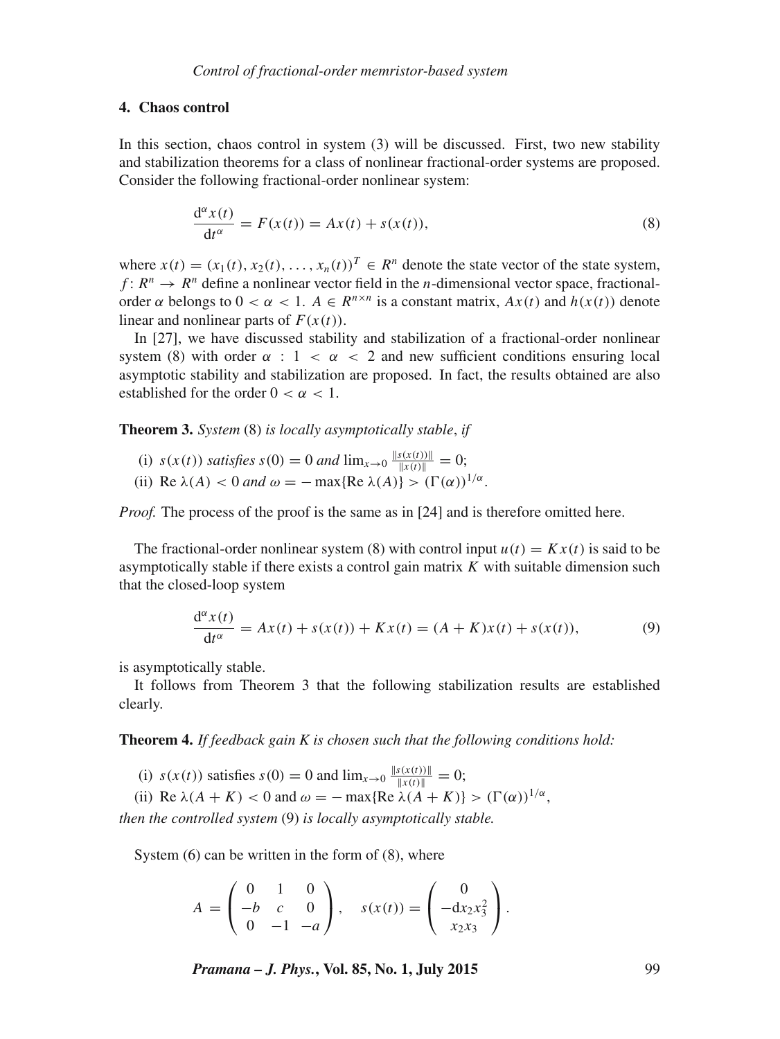## 4. Chaos control

In this section, chaos control in system (3) will be discussed. First, two new stability and stabilization theorems for a class of nonlinear fractional-order systems are proposed. Consider the following fractional-order nonlinear system:

$$\frac{\mathrm{d}^\alpha x(t)}{\mathrm{d}t^\alpha} = F(x(t)) = Ax(t) + s(x(t)), \tag{8}$$

where $x(t) = (x_1(t), x_2(t), \ldots, x_n(t))^T \in R^n$ denote the state vector of the state system, $f\colon R^n \to R^n$ define a nonlinear vector field in the $n$-dimensional vector space, fractional-order $\alpha$ belongs to $0 < \alpha < 1$. $A \in R^{n\times n}$ is a constant matrix, $Ax(t)$ and $h(x(t))$ denote linear and nonlinear parts of $F(x(t))$.

In [27], we have discussed stability and stabilization of a fractional-order nonlinear system (8) with order $\alpha : 1 < \alpha < 2$ and new sufficient conditions ensuring local asymptotic stability and stabilization are proposed. In fact, the results obtained are also established for the order $0 < \alpha < 1$.

**Theorem 3.** *System* (8) *is locally asymptotically stable*, *if*

(i) $s(x(t))$ *satisfies* $s(0) = 0$ *and* $\lim_{x\to 0} \frac{\|s(x(t))\|}{\|x(t)\|} = 0$;
(ii) $\mathrm{Re}\,\lambda(A) < 0$ *and* $\omega = -\max\{\mathrm{Re}\,\lambda(A)\} > (\Gamma(\alpha))^{1/\alpha}$.

*Proof.* The process of the proof is the same as in [24] and is therefore omitted here.

The fractional-order nonlinear system (8) with control input $u(t) = Kx(t)$ is said to be asymptotically stable if there exists a control gain matrix $K$ with suitable dimension such that the closed-loop system

$$\frac{\mathrm{d}^\alpha x(t)}{\mathrm{d}t^\alpha} = Ax(t) + s(x(t)) + Kx(t) = (A+K)x(t) + s(x(t)), \tag{9}$$

is asymptotically stable.

It follows from Theorem 3 that the following stabilization results are established clearly.

**Theorem 4.** *If feedback gain K is chosen such that the following conditions hold:*

(i) $s(x(t))$ satisfies $s(0) = 0$ and $\lim_{x\to 0} \frac{\|s(x(t))\|}{\|x(t)\|} = 0$;
(ii) $\mathrm{Re}\,\lambda(A+K) < 0$ and $\omega = -\max\{\mathrm{Re}\,\lambda(A+K)\} > (\Gamma(\alpha))^{1/\alpha}$,

*then the controlled system* (9) *is locally asymptotically stable.*

System (6) can be written in the form of (8), where

$$A = \begin{pmatrix} 0 & 1 & 0 \\ -b & c & 0 \\ 0 & -1 & -a \end{pmatrix}, \quad s(x(t)) = \begin{pmatrix} 0 \\ -\mathrm{d}x_2x_3^2 \\ x_2x_3 \end{pmatrix}.$$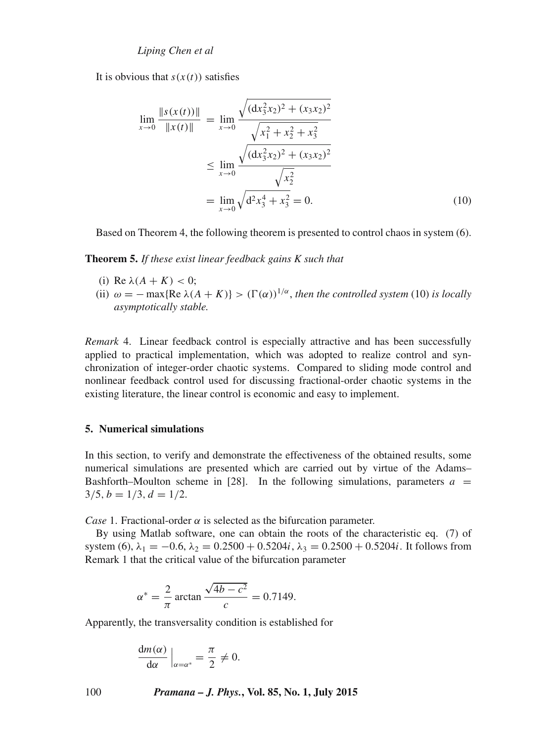It is obvious that $s(x(t))$ satisfies

$$
\begin{aligned}
\lim_{x\to 0}\frac{\|s(x(t))\|}{\|x(t)\|} &= \lim_{x\to 0}\frac{\sqrt{(\mathrm{d}x_3^2x_2)^2+(x_3x_2)^2}}{\sqrt{x_1^2+x_2^2+x_3^2}} \\
&\le \lim_{x\to 0}\frac{\sqrt{(\mathrm{d}x_3^2x_2)^2+(x_3x_2)^2}}{\sqrt{x_2^2}} \\
&= \lim_{x\to 0}\sqrt{\mathrm{d}^2x_3^4+x_3^2} = 0. \qquad (10)
\end{aligned}
$$

Based on Theorem 4, the following theorem is presented to control chaos in system (6).

**Theorem 5.** *If these exist linear feedback gains K such that*

(i) $\mathrm{Re}\,\lambda(A+K) < 0$;
(ii) $\omega = -\max\{\mathrm{Re}\,\lambda(A+K)\} > (\Gamma(\alpha))^{1/\alpha}$, *then the controlled system* (10) *is locally asymptotically stable.*

*Remark* 4. Linear feedback control is especially attractive and has been successfully applied to practical implementation, which was adopted to realize control and synchronization of integer-order chaotic systems. Compared to sliding mode control and nonlinear feedback control used for discussing fractional-order chaotic systems in the existing literature, the linear control is economic and easy to implement.

## 5. Numerical simulations

In this section, to verify and demonstrate the effectiveness of the obtained results, some numerical simulations are presented which are carried out by virtue of the Adams–Bashforth–Moulton scheme in [28]. In the following simulations, parameters $a = 3/5, b = 1/3, d = 1/2$.

*Case* 1. Fractional-order $\alpha$ is selected as the bifurcation parameter.

By using Matlab software, one can obtain the roots of the characteristic eq. (7) of system (6), $\lambda_1 = -0.6$, $\lambda_2 = 0.2500 + 0.5204i$, $\lambda_3 = 0.2500 + 0.5204i$. It follows from Remark 1 that the critical value of the bifurcation parameter

$$
\alpha^* = \frac{2}{\pi}\arctan\frac{\sqrt{4b-c^2}}{c} = 0.7149.
$$

Apparently, the transversality condition is established for

$$
\frac{\mathrm{d}m(\alpha)}{\mathrm{d}\alpha}\Big|_{\alpha=\alpha^*} = \frac{\pi}{2} \neq 0.
$$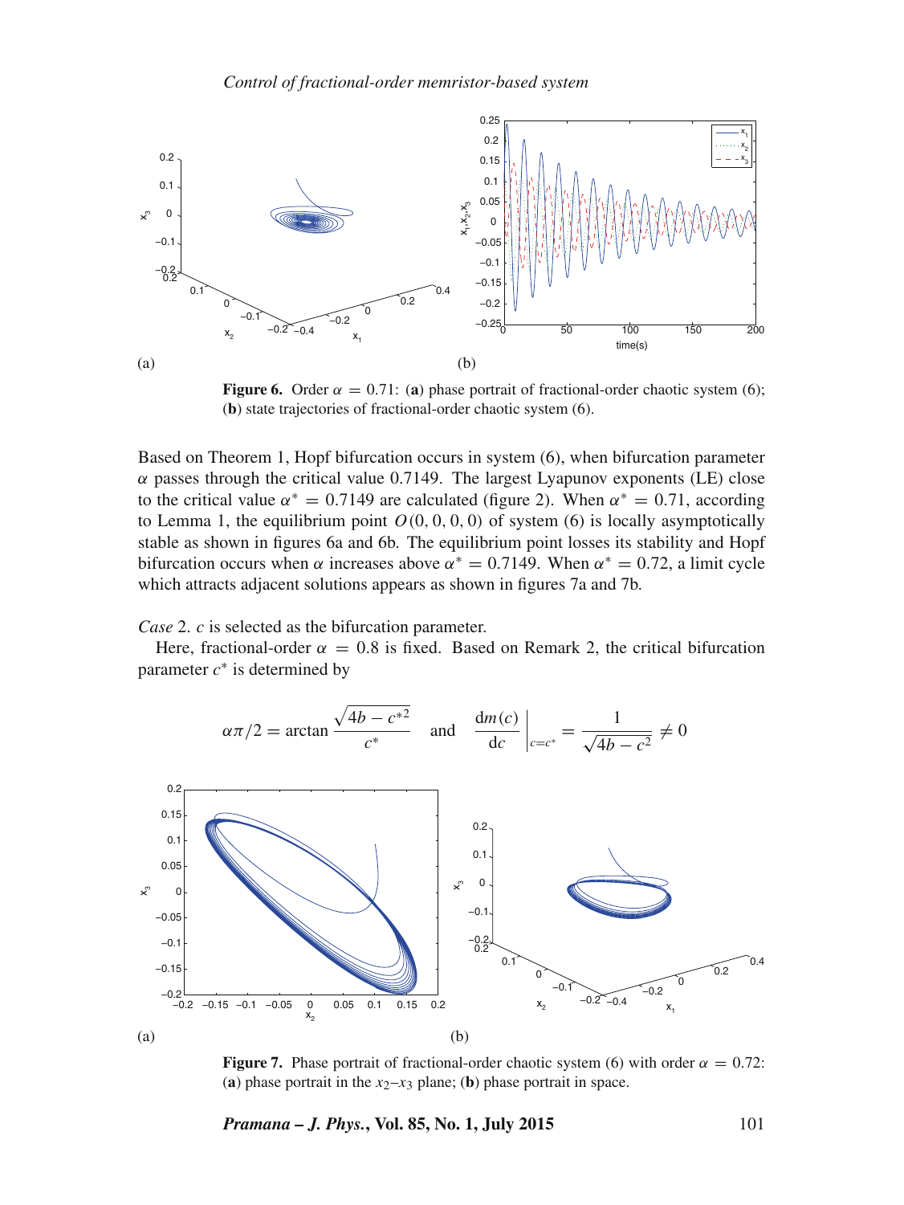(a) (b)

**Figure 6.** Order $\alpha = 0.71$: (**a**) phase portrait of fractional-order chaotic system (6); (**b**) state trajectories of fractional-order chaotic system (6).

Based on Theorem 1, Hopf bifurcation occurs in system (6), when bifurcation parameter $\alpha$ passes through the critical value 0.7149. The largest Lyapunov exponents (LE) close to the critical value $\alpha^* = 0.7149$ are calculated (figure 2). When $\alpha^* = 0.71$, according to Lemma 1, the equilibrium point $O(0, 0, 0, 0)$ of system (6) is locally asymptotically stable as shown in figures 6a and 6b. The equilibrium point losses its stability and Hopf bifurcation occurs when $\alpha$ increases above $\alpha^* = 0.7149$. When $\alpha^* = 0.72$, a limit cycle which attracts adjacent solutions appears as shown in figures 7a and 7b.

*Case* 2. $c$ is selected as the bifurcation parameter.

Here, fractional-order $\alpha = 0.8$ is fixed. Based on Remark 2, the critical bifurcation parameter $c^*$ is determined by

$$\alpha\pi/2 = \arctan \frac{\sqrt{4b - c^{*2}}}{c^*} \quad \text{and} \quad \left.\frac{\mathrm{d}m(c)}{\mathrm{d}c}\right|_{c=c^*} = \frac{1}{\sqrt{4b - c^2}} \neq 0$$

(a) (b)

**Figure 7.** Phase portrait of fractional-order chaotic system (6) with order $\alpha = 0.72$: (**a**) phase portrait in the $x_2$–$x_3$ plane; (**b**) phase portrait in space.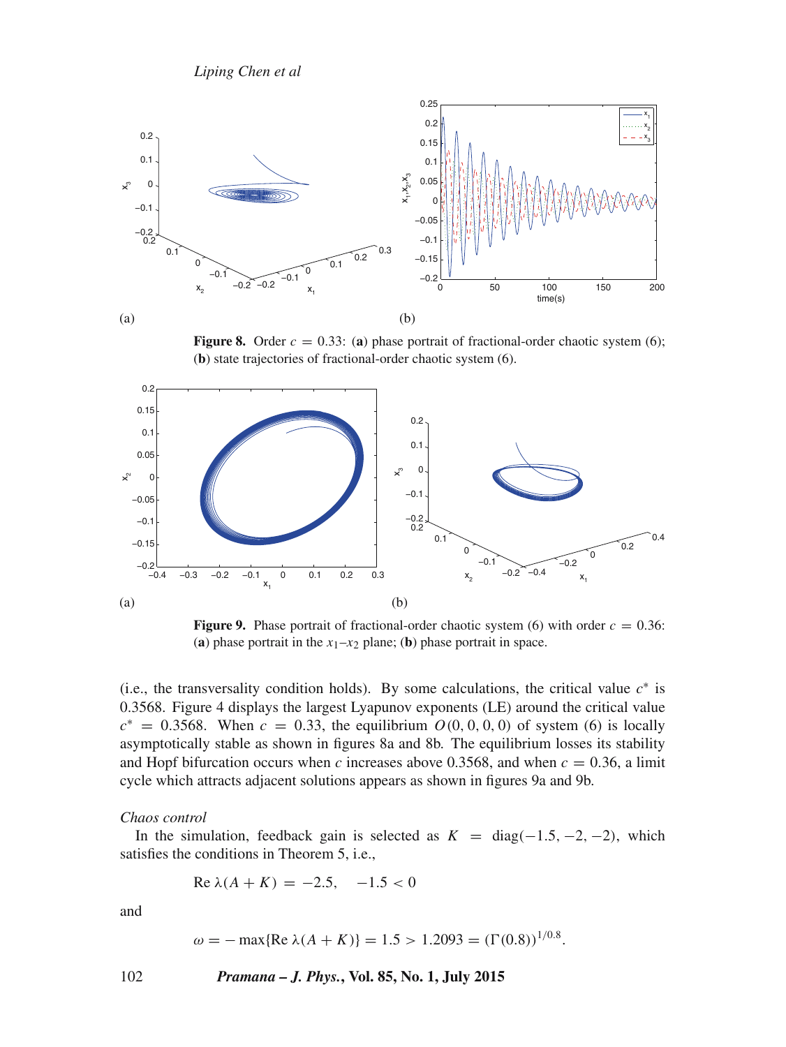**Figure 8.** Order $c = 0.33$: (**a**) phase portrait of fractional-order chaotic system (6); (**b**) state trajectories of fractional-order chaotic system (6).

**Figure 9.** Phase portrait of fractional-order chaotic system (6) with order $c = 0.36$: (**a**) phase portrait in the $x_1$–$x_2$ plane; (**b**) phase portrait in space.

(i.e., the transversality condition holds). By some calculations, the critical value $c^*$ is 0.3568. Figure 4 displays the largest Lyapunov exponents (LE) around the critical value $c^* = 0.3568$. When $c = 0.33$, the equilibrium $O(0, 0, 0, 0)$ of system (6) is locally asymptotically stable as shown in figures 8a and 8b. The equilibrium losses its stability and Hopf bifurcation occurs when $c$ increases above 0.3568, and when $c = 0.36$, a limit cycle which attracts adjacent solutions appears as shown in figures 9a and 9b.

*Chaos control*

In the simulation, feedback gain is selected as $K = \mathrm{diag}(-1.5, -2, -2)$, which satisfies the conditions in Theorem 5, i.e.,

$$\mathrm{Re}\,\lambda(A + K) = -2.5, \quad -1.5 < 0$$

and

$$\omega = -\max\{\mathrm{Re}\,\lambda(A + K)\} = 1.5 > 1.2093 = (\Gamma(0.8))^{1/0.8}.$$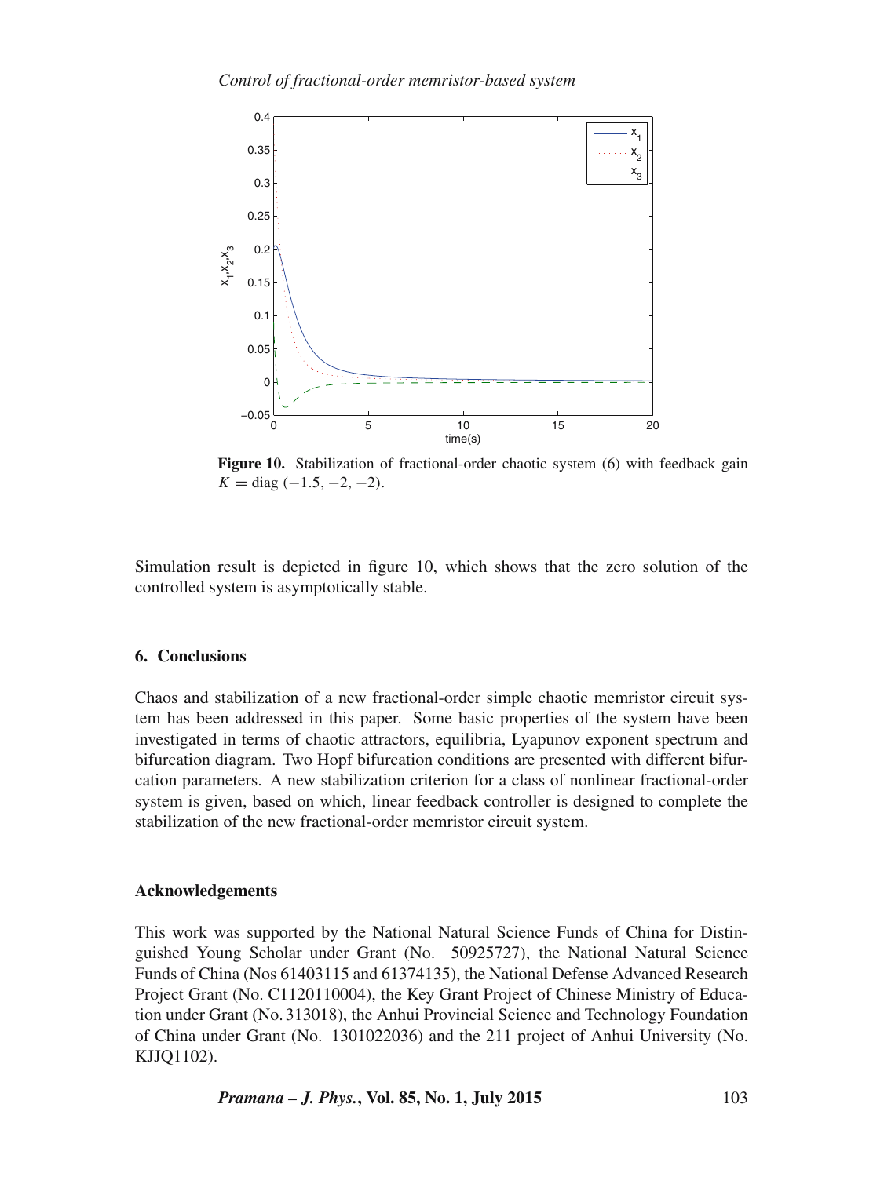**Figure 10.** Stabilization of fractional-order chaotic system (6) with feedback gain $K = \text{diag}\,(-1.5, -2, -2)$.

Simulation result is depicted in figure 10, which shows that the zero solution of the controlled system is asymptotically stable.

## 6. Conclusions

Chaos and stabilization of a new fractional-order simple chaotic memristor circuit system has been addressed in this paper. Some basic properties of the system have been investigated in terms of chaotic attractors, equilibria, Lyapunov exponent spectrum and bifurcation diagram. Two Hopf bifurcation conditions are presented with different bifurcation parameters. A new stabilization criterion for a class of nonlinear fractional-order system is given, based on which, linear feedback controller is designed to complete the stabilization of the new fractional-order memristor circuit system.

## Acknowledgements

This work was supported by the National Natural Science Funds of China for Distinguished Young Scholar under Grant (No. 50925727), the National Natural Science Funds of China (Nos 61403115 and 61374135), the National Defense Advanced Research Project Grant (No. C1120110004), the Key Grant Project of Chinese Ministry of Education under Grant (No. 313018), the Anhui Provincial Science and Technology Foundation of China under Grant (No. 1301022036) and the 211 project of Anhui University (No. KJJQ1102).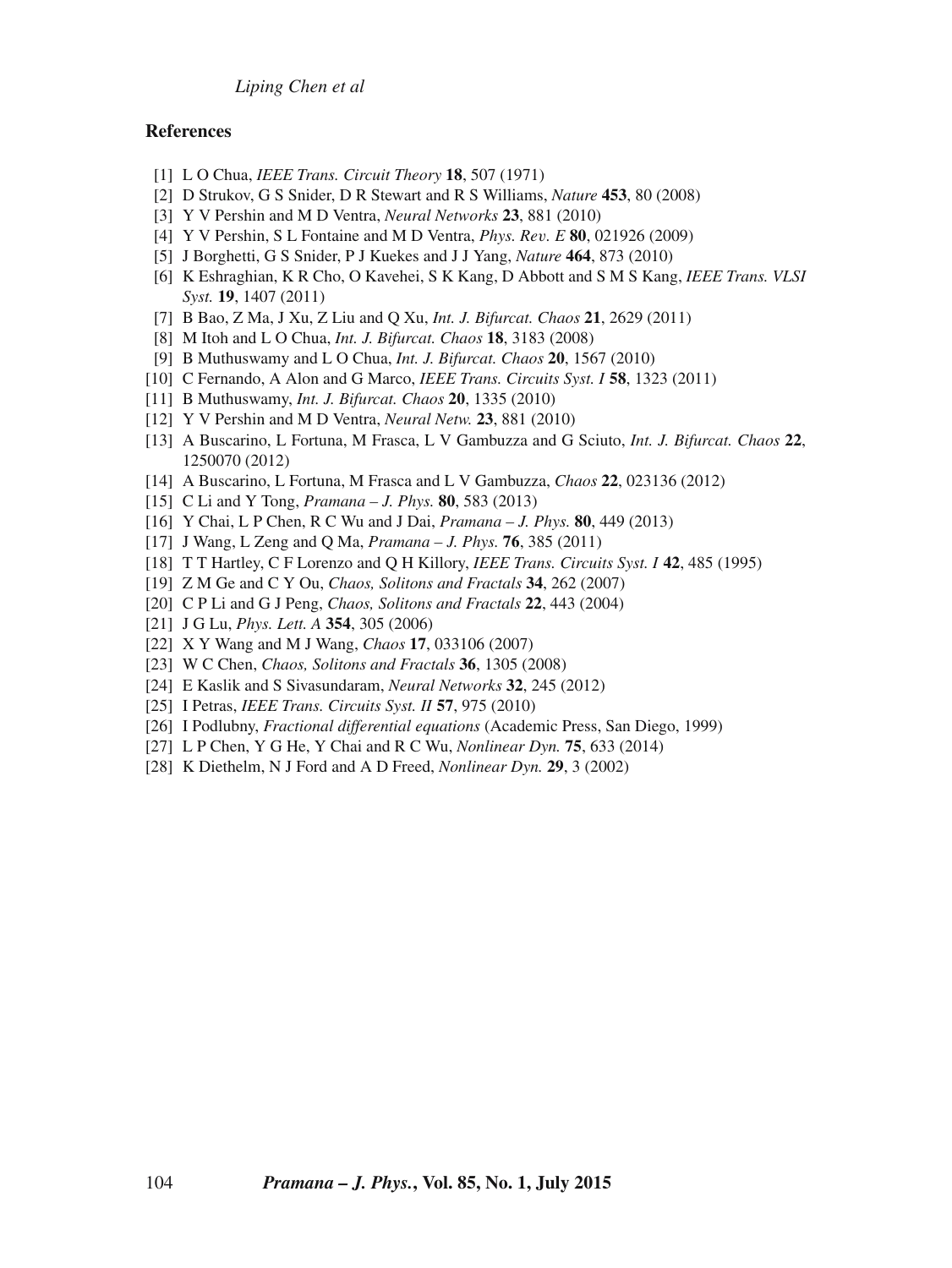## References

[1] L O Chua, *IEEE Trans. Circuit Theory* **18**, 507 (1971)
[2] D Strukov, G S Snider, D R Stewart and R S Williams, *Nature* **453**, 80 (2008)
[3] Y V Pershin and M D Ventra, *Neural Networks* **23**, 881 (2010)
[4] Y V Pershin, S L Fontaine and M D Ventra, *Phys. Rev. E* **80**, 021926 (2009)
[5] J Borghetti, G S Snider, P J Kuekes and J J Yang, *Nature* **464**, 873 (2010)
[6] K Eshraghian, K R Cho, O Kavehei, S K Kang, D Abbott and S M S Kang, *IEEE Trans. VLSI Syst.* **19**, 1407 (2011)
[7] B Bao, Z Ma, J Xu, Z Liu and Q Xu, *Int. J. Bifurcat. Chaos* **21**, 2629 (2011)
[8] M Itoh and L O Chua, *Int. J. Bifurcat. Chaos* **18**, 3183 (2008)
[9] B Muthuswamy and L O Chua, *Int. J. Bifurcat. Chaos* **20**, 1567 (2010)
[10] C Fernando, A Alon and G Marco, *IEEE Trans. Circuits Syst. I* **58**, 1323 (2011)
[11] B Muthuswamy, *Int. J. Bifurcat. Chaos* **20**, 1335 (2010)
[12] Y V Pershin and M D Ventra, *Neural Netw.* **23**, 881 (2010)
[13] A Buscarino, L Fortuna, M Frasca, L V Gambuzza and G Sciuto, *Int. J. Bifurcat. Chaos* **22**, 1250070 (2012)
[14] A Buscarino, L Fortuna, M Frasca and L V Gambuzza, *Chaos* **22**, 023136 (2012)
[15] C Li and Y Tong, *Pramana – J. Phys.* **80**, 583 (2013)
[16] Y Chai, L P Chen, R C Wu and J Dai, *Pramana – J. Phys.* **80**, 449 (2013)
[17] J Wang, L Zeng and Q Ma, *Pramana – J. Phys.* **76**, 385 (2011)
[18] T T Hartley, C F Lorenzo and Q H Killory, *IEEE Trans. Circuits Syst. I* **42**, 485 (1995)
[19] Z M Ge and C Y Ou, *Chaos, Solitons and Fractals* **34**, 262 (2007)
[20] C P Li and G J Peng, *Chaos, Solitons and Fractals* **22**, 443 (2004)
[21] J G Lu, *Phys. Lett. A* **354**, 305 (2006)
[22] X Y Wang and M J Wang, *Chaos* **17**, 033106 (2007)
[23] W C Chen, *Chaos, Solitons and Fractals* **36**, 1305 (2008)
[24] E Kaslik and S Sivasundaram, *Neural Networks* **32**, 245 (2012)
[25] I Petras, *IEEE Trans. Circuits Syst. II* **57**, 975 (2010)
[26] I Podlubny, *Fractional differential equations* (Academic Press, San Diego, 1999)
[27] L P Chen, Y G He, Y Chai and R C Wu, *Nonlinear Dyn.* **75**, 633 (2014)
[28] K Diethelm, N J Ford and A D Freed, *Nonlinear Dyn.* **29**, 3 (2002)